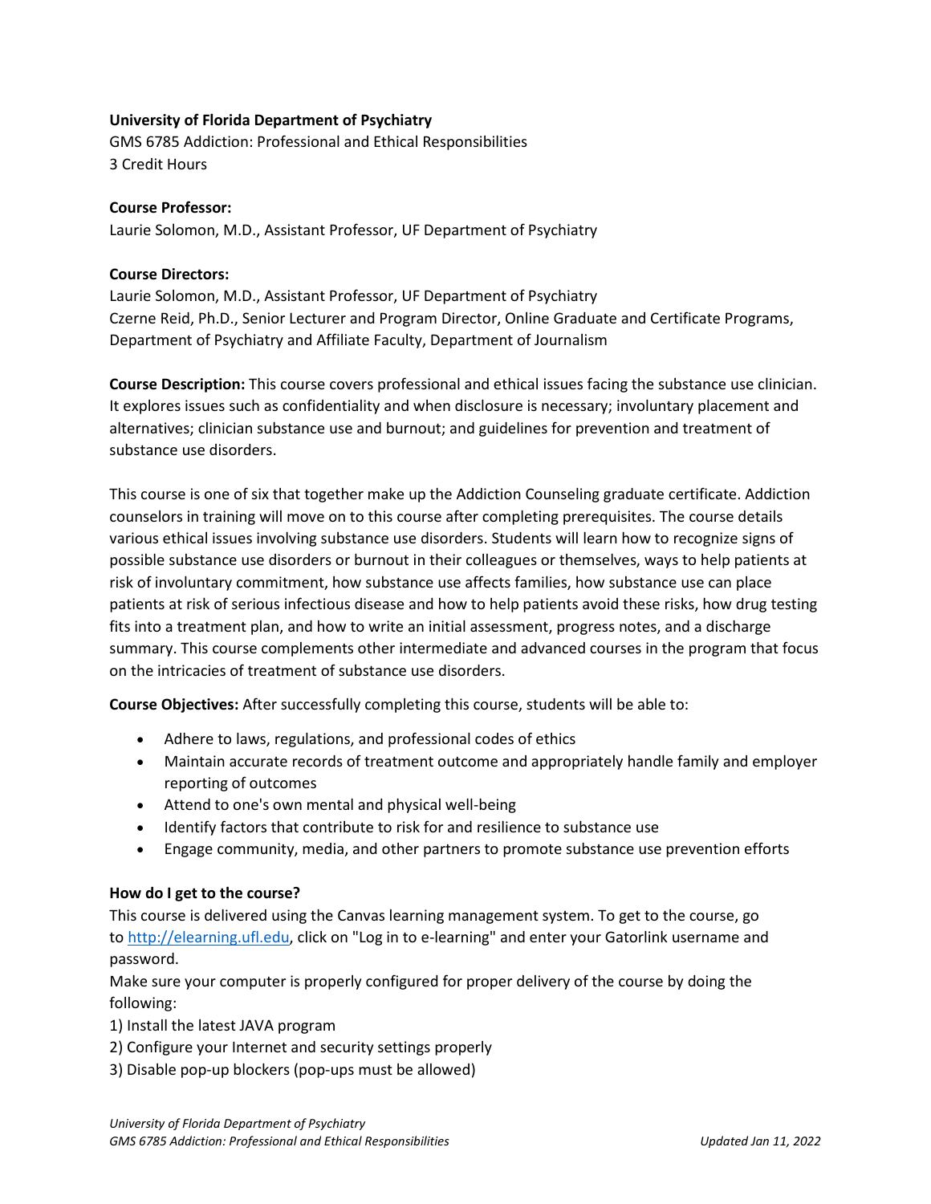**University of Florida Department of Psychiatry**
GMS 6785 Addiction: Professional and Ethical Responsibilities
3 Credit Hours

**Course Professor:**
Laurie Solomon, M.D., Assistant Professor, UF Department of Psychiatry

**Course Directors:**
Laurie Solomon, M.D., Assistant Professor, UF Department of Psychiatry
Czerne Reid, Ph.D., Senior Lecturer and Program Director, Online Graduate and Certificate Programs, Department of Psychiatry and Affiliate Faculty, Department of Journalism

**Course Description:** This course covers professional and ethical issues facing the substance use clinician. It explores issues such as confidentiality and when disclosure is necessary; involuntary placement and alternatives; clinician substance use and burnout; and guidelines for prevention and treatment of substance use disorders.

This course is one of six that together make up the Addiction Counseling graduate certificate. Addiction counselors in training will move on to this course after completing prerequisites. The course details various ethical issues involving substance use disorders. Students will learn how to recognize signs of possible substance use disorders or burnout in their colleagues or themselves, ways to help patients at risk of involuntary commitment, how substance use affects families, how substance use can place patients at risk of serious infectious disease and how to help patients avoid these risks, how drug testing fits into a treatment plan, and how to write an initial assessment, progress notes, and a discharge summary. This course complements other intermediate and advanced courses in the program that focus on the intricacies of treatment of substance use disorders.

**Course Objectives:** After successfully completing this course, students will be able to:

- Adhere to laws, regulations, and professional codes of ethics
- Maintain accurate records of treatment outcome and appropriately handle family and employer reporting of outcomes
- Attend to one's own mental and physical well-being
- Identify factors that contribute to risk for and resilience to substance use
- Engage community, media, and other partners to promote substance use prevention efforts

**How do I get to the course?**
This course is delivered using the Canvas learning management system. To get to the course, go to http://elearning.ufl.edu, click on "Log in to e-learning" and enter your Gatorlink username and password.
Make sure your computer is properly configured for proper delivery of the course by doing the following:
1) Install the latest JAVA program
2) Configure your Internet and security settings properly
3) Disable pop-up blockers (pop-ups must be allowed)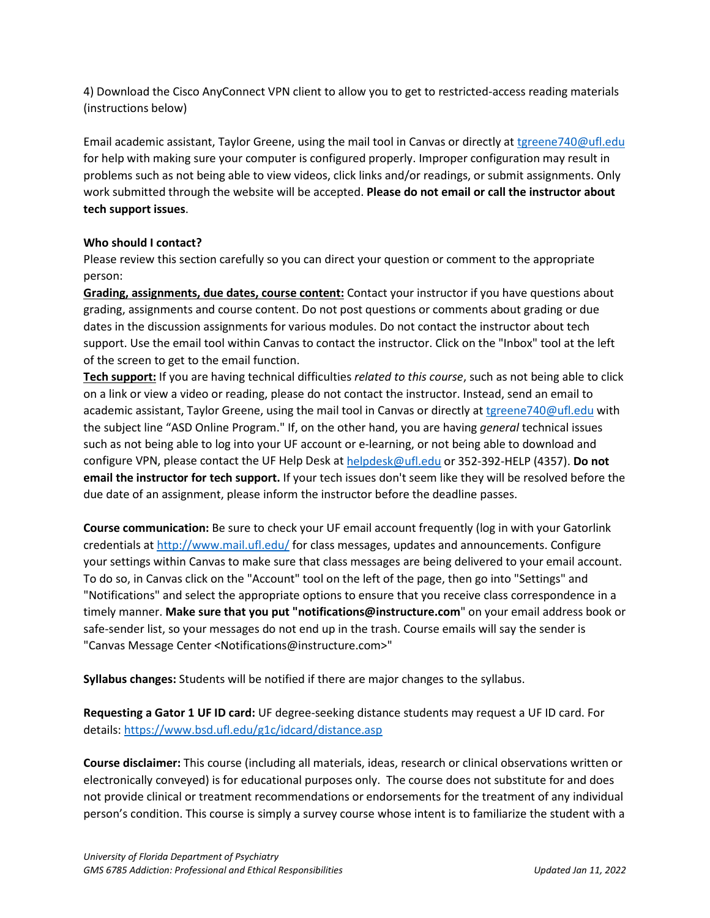4) Download the Cisco AnyConnect VPN client to allow you to get to restricted-access reading materials (instructions below)

Email academic assistant, Taylor Greene, using the mail tool in Canvas or directly at [tgreene740@ufl.edu](mailto:tgreene740@ufl.edu) for help with making sure your computer is configured properly. Improper configuration may result in problems such as not being able to view videos, click links and/or readings, or submit assignments. Only work submitted through the website will be accepted. **Please do not email or call the instructor about tech support issues**.

**Who should I contact?**
Please review this section carefully so you can direct your question or comment to the appropriate person:

**Grading, assignments, due dates, course content:** Contact your instructor if you have questions about grading, assignments and course content. Do not post questions or comments about grading or due dates in the discussion assignments for various modules. Do not contact the instructor about tech support. Use the email tool within Canvas to contact the instructor. Click on the "Inbox" tool at the left of the screen to get to the email function.

**Tech support:** If you are having technical difficulties *related to this course*, such as not being able to click on a link or view a video or reading, please do not contact the instructor. Instead, send an email to academic assistant, Taylor Greene, using the mail tool in Canvas or directly at [tgreene740@ufl.edu](mailto:tgreene740@ufl.edu) with the subject line "ASD Online Program." If, on the other hand, you are having *general* technical issues such as not being able to log into your UF account or e-learning, or not being able to download and configure VPN, please contact the UF Help Desk at [helpdesk@ufl.edu](mailto:helpdesk@ufl.edu) or 352-392-HELP (4357). **Do not email the instructor for tech support.** If your tech issues don't seem like they will be resolved before the due date of an assignment, please inform the instructor before the deadline passes.

**Course communication:** Be sure to check your UF email account frequently (log in with your Gatorlink credentials at [http://www.mail.ufl.edu/](http://www.mail.ufl.edu/) for class messages, updates and announcements. Configure your settings within Canvas to make sure that class messages are being delivered to your email account. To do so, in Canvas click on the "Account" tool on the left of the page, then go into "Settings" and "Notifications" and select the appropriate options to ensure that you receive class correspondence in a timely manner. **Make sure that you put "notifications@instructure.com**" on your email address book or safe-sender list, so your messages do not end up in the trash. Course emails will say the sender is "Canvas Message Center <Notifications@instructure.com>"

**Syllabus changes:** Students will be notified if there are major changes to the syllabus.

**Requesting a Gator 1 UF ID card:** UF degree-seeking distance students may request a UF ID card. For details: [https://www.bsd.ufl.edu/g1c/idcard/distance.asp](https://www.bsd.ufl.edu/g1c/idcard/distance.asp)

**Course disclaimer:** This course (including all materials, ideas, research or clinical observations written or electronically conveyed) is for educational purposes only. The course does not substitute for and does not provide clinical or treatment recommendations or endorsements for the treatment of any individual person's condition. This course is simply a survey course whose intent is to familiarize the student with a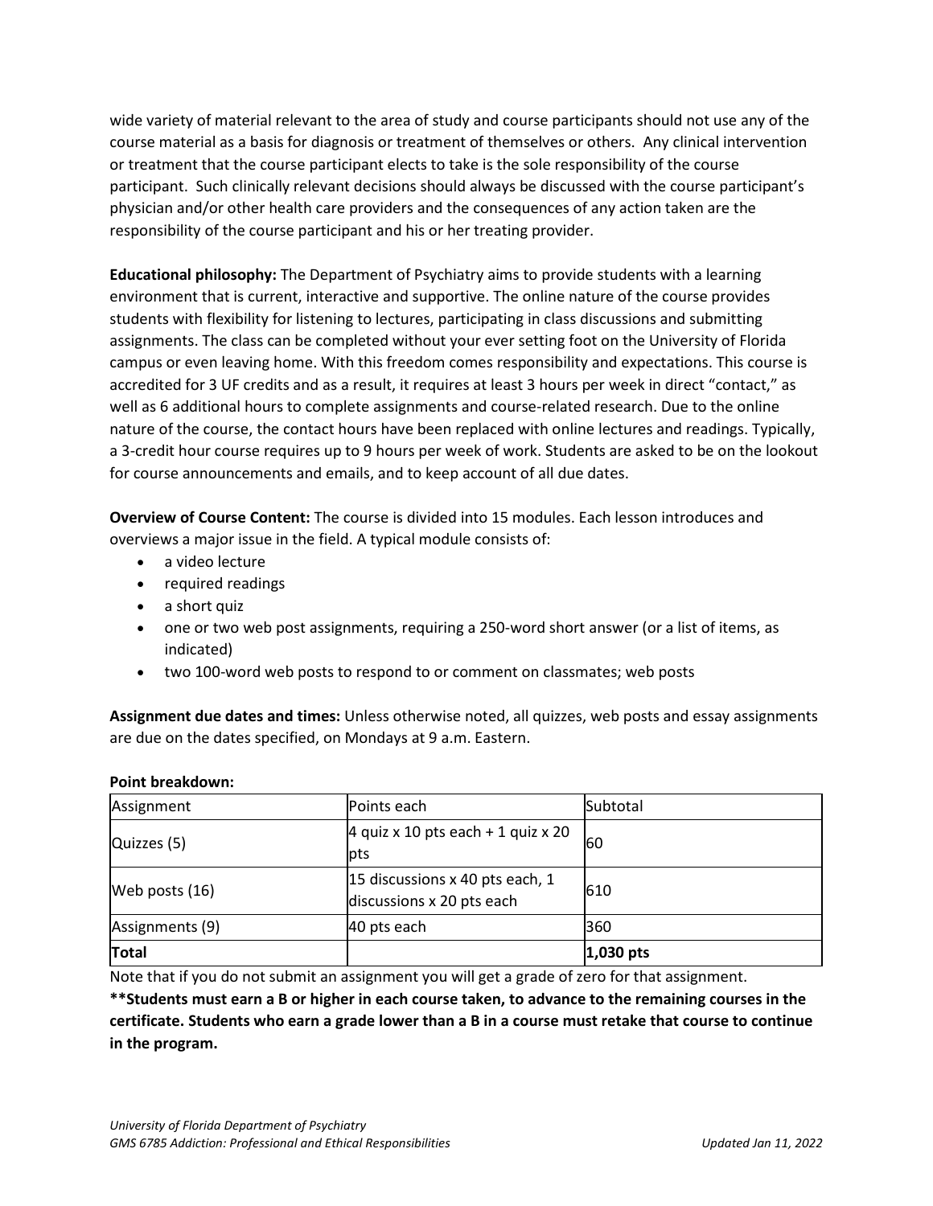wide variety of material relevant to the area of study and course participants should not use any of the course material as a basis for diagnosis or treatment of themselves or others. Any clinical intervention or treatment that the course participant elects to take is the sole responsibility of the course participant. Such clinically relevant decisions should always be discussed with the course participant's physician and/or other health care providers and the consequences of any action taken are the responsibility of the course participant and his or her treating provider.

**Educational philosophy:** The Department of Psychiatry aims to provide students with a learning environment that is current, interactive and supportive. The online nature of the course provides students with flexibility for listening to lectures, participating in class discussions and submitting assignments. The class can be completed without your ever setting foot on the University of Florida campus or even leaving home. With this freedom comes responsibility and expectations. This course is accredited for 3 UF credits and as a result, it requires at least 3 hours per week in direct "contact," as well as 6 additional hours to complete assignments and course-related research. Due to the online nature of the course, the contact hours have been replaced with online lectures and readings. Typically, a 3-credit hour course requires up to 9 hours per week of work. Students are asked to be on the lookout for course announcements and emails, and to keep account of all due dates.

**Overview of Course Content:** The course is divided into 15 modules. Each lesson introduces and overviews a major issue in the field. A typical module consists of:

- a video lecture
- required readings
- a short quiz
- one or two web post assignments, requiring a 250-word short answer (or a list of items, as indicated)
- two 100-word web posts to respond to or comment on classmates; web posts

**Assignment due dates and times:** Unless otherwise noted, all quizzes, web posts and essay assignments are due on the dates specified, on Mondays at 9 a.m. Eastern.

**Point breakdown:**

| Assignment | Points each | Subtotal |
|---|---|---|
| Quizzes (5) | 4 quiz x 10 pts each + 1 quiz x 20 pts | 60 |
| Web posts (16) | 15 discussions x 40 pts each, 1 discussions x 20 pts each | 610 |
| Assignments (9) | 40 pts each | 360 |
| **Total** | | **1,030 pts** |

Note that if you do not submit an assignment you will get a grade of zero for that assignment.

****Students must earn a B or higher in each course taken, to advance to the remaining courses in the certificate. Students who earn a grade lower than a B in a course must retake that course to continue in the program.**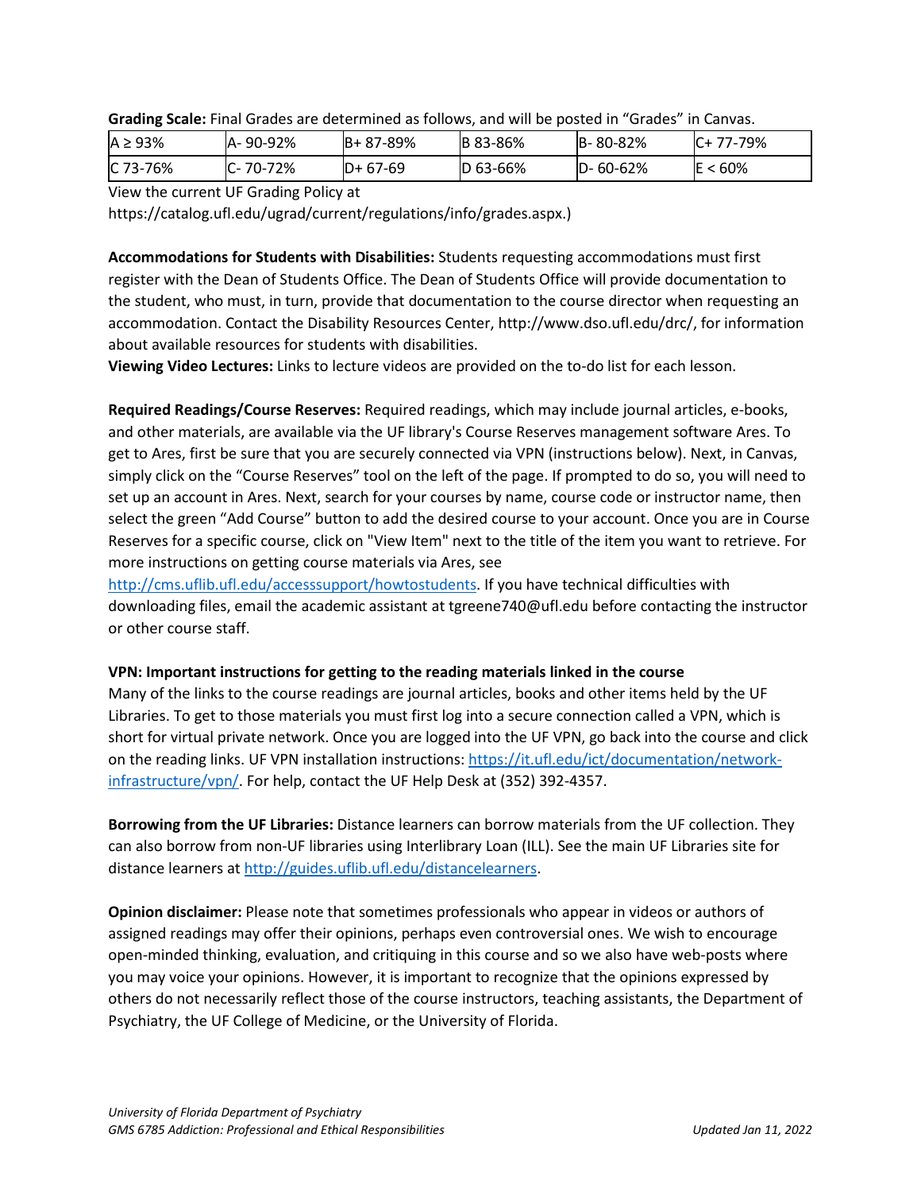**Grading Scale:** Final Grades are determined as follows, and will be posted in "Grades" in Canvas.

| A ≥ 93% | A- 90-92% | B+ 87-89% | B 83-86% | B- 80-82% | C+ 77-79% |
|---|---|---|---|---|---|
| C 73-76% | C- 70-72% | D+ 67-69 | D 63-66% | D- 60-62% | E < 60% |

View the current UF Grading Policy at https://catalog.ufl.edu/ugrad/current/regulations/info/grades.aspx.)

**Accommodations for Students with Disabilities:** Students requesting accommodations must first register with the Dean of Students Office. The Dean of Students Office will provide documentation to the student, who must, in turn, provide that documentation to the course director when requesting an accommodation. Contact the Disability Resources Center, http://www.dso.ufl.edu/drc/, for information about available resources for students with disabilities.

**Viewing Video Lectures:** Links to lecture videos are provided on the to-do list for each lesson.

**Required Readings/Course Reserves:** Required readings, which may include journal articles, e-books, and other materials, are available via the UF library's Course Reserves management software Ares. To get to Ares, first be sure that you are securely connected via VPN (instructions below). Next, in Canvas, simply click on the "Course Reserves" tool on the left of the page. If prompted to do so, you will need to set up an account in Ares. Next, search for your courses by name, course code or instructor name, then select the green "Add Course" button to add the desired course to your account. Once you are in Course Reserves for a specific course, click on "View Item" next to the title of the item you want to retrieve. For more instructions on getting course materials via Ares, see http://cms.uflib.ufl.edu/accesssupport/howtostudents. If you have technical difficulties with downloading files, email the academic assistant at tgreene740@ufl.edu before contacting the instructor or other course staff.

**VPN: Important instructions for getting to the reading materials linked in the course**

Many of the links to the course readings are journal articles, books and other items held by the UF Libraries. To get to those materials you must first log into a secure connection called a VPN, which is short for virtual private network. Once you are logged into the UF VPN, go back into the course and click on the reading links. UF VPN installation instructions: https://it.ufl.edu/ict/documentation/network-infrastructure/vpn/. For help, contact the UF Help Desk at (352) 392-4357.

**Borrowing from the UF Libraries:** Distance learners can borrow materials from the UF collection. They can also borrow from non-UF libraries using Interlibrary Loan (ILL). See the main UF Libraries site for distance learners at http://guides.uflib.ufl.edu/distancelearners.

**Opinion disclaimer:** Please note that sometimes professionals who appear in videos or authors of assigned readings may offer their opinions, perhaps even controversial ones. We wish to encourage open-minded thinking, evaluation, and critiquing in this course and so we also have web-posts where you may voice your opinions. However, it is important to recognize that the opinions expressed by others do not necessarily reflect those of the course instructors, teaching assistants, the Department of Psychiatry, the UF College of Medicine, or the University of Florida.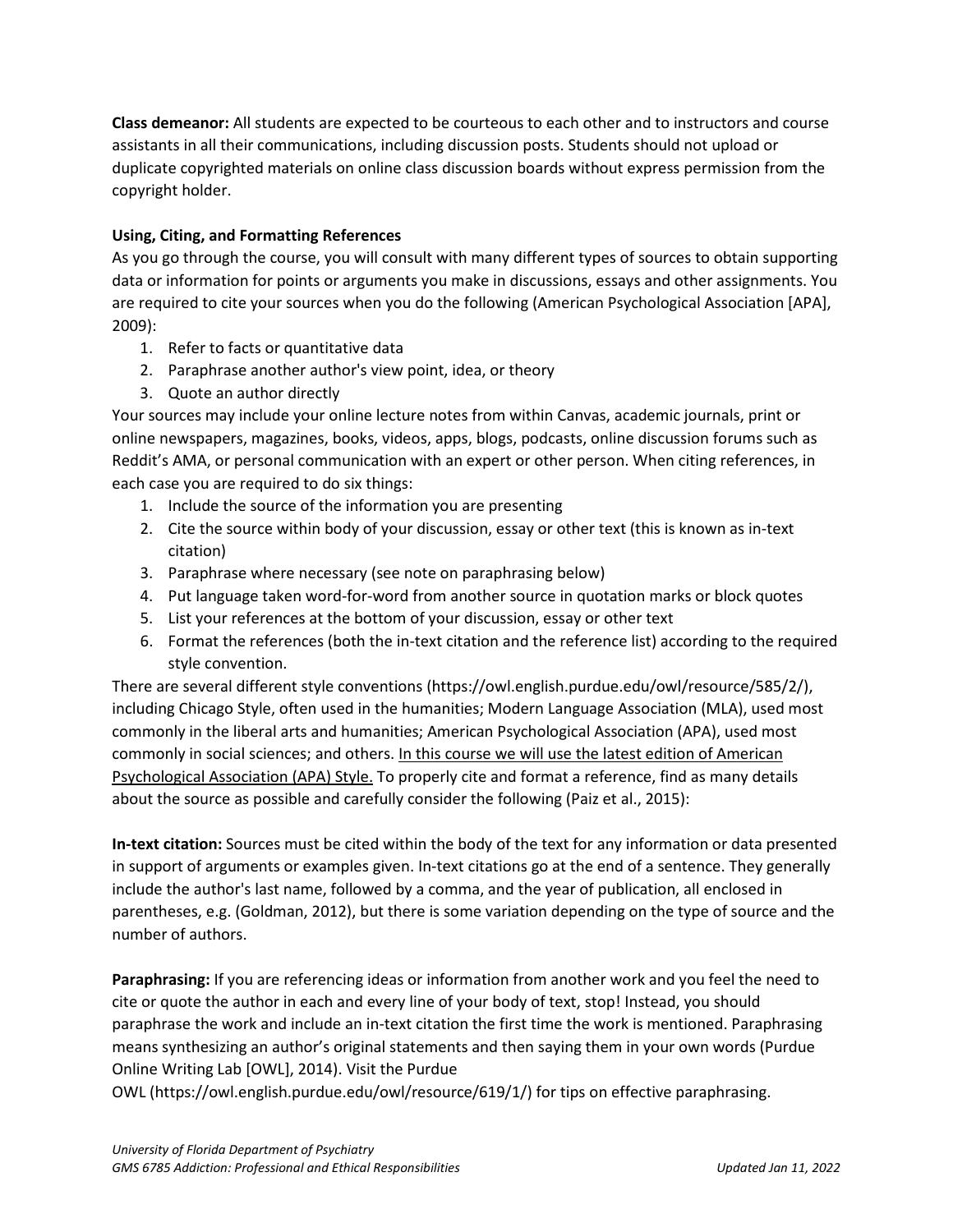**Class demeanor:** All students are expected to be courteous to each other and to instructors and course assistants in all their communications, including discussion posts. Students should not upload or duplicate copyrighted materials on online class discussion boards without express permission from the copyright holder.

**Using, Citing, and Formatting References**

As you go through the course, you will consult with many different types of sources to obtain supporting data or information for points or arguments you make in discussions, essays and other assignments. You are required to cite your sources when you do the following (American Psychological Association [APA], 2009):

1. Refer to facts or quantitative data
2. Paraphrase another author's view point, idea, or theory
3. Quote an author directly

Your sources may include your online lecture notes from within Canvas, academic journals, print or online newspapers, magazines, books, videos, apps, blogs, podcasts, online discussion forums such as Reddit's AMA, or personal communication with an expert or other person. When citing references, in each case you are required to do six things:

1. Include the source of the information you are presenting
2. Cite the source within body of your discussion, essay or other text (this is known as in-text citation)
3. Paraphrase where necessary (see note on paraphrasing below)
4. Put language taken word-for-word from another source in quotation marks or block quotes
5. List your references at the bottom of your discussion, essay or other text
6. Format the references (both the in-text citation and the reference list) according to the required style convention.

There are several different style conventions (https://owl.english.purdue.edu/owl/resource/585/2/), including Chicago Style, often used in the humanities; Modern Language Association (MLA), used most commonly in the liberal arts and humanities; American Psychological Association (APA), used most commonly in social sciences; and others. <u>In this course we will use the latest edition of American Psychological Association (APA) Style.</u> To properly cite and format a reference, find as many details about the source as possible and carefully consider the following (Paiz et al., 2015):

**In-text citation:** Sources must be cited within the body of the text for any information or data presented in support of arguments or examples given. In-text citations go at the end of a sentence. They generally include the author's last name, followed by a comma, and the year of publication, all enclosed in parentheses, e.g. (Goldman, 2012), but there is some variation depending on the type of source and the number of authors.

**Paraphrasing:** If you are referencing ideas or information from another work and you feel the need to cite or quote the author in each and every line of your body of text, stop! Instead, you should paraphrase the work and include an in-text citation the first time the work is mentioned. Paraphrasing means synthesizing an author's original statements and then saying them in your own words (Purdue Online Writing Lab [OWL], 2014). Visit the Purdue OWL (https://owl.english.purdue.edu/owl/resource/619/1/) for tips on effective paraphrasing.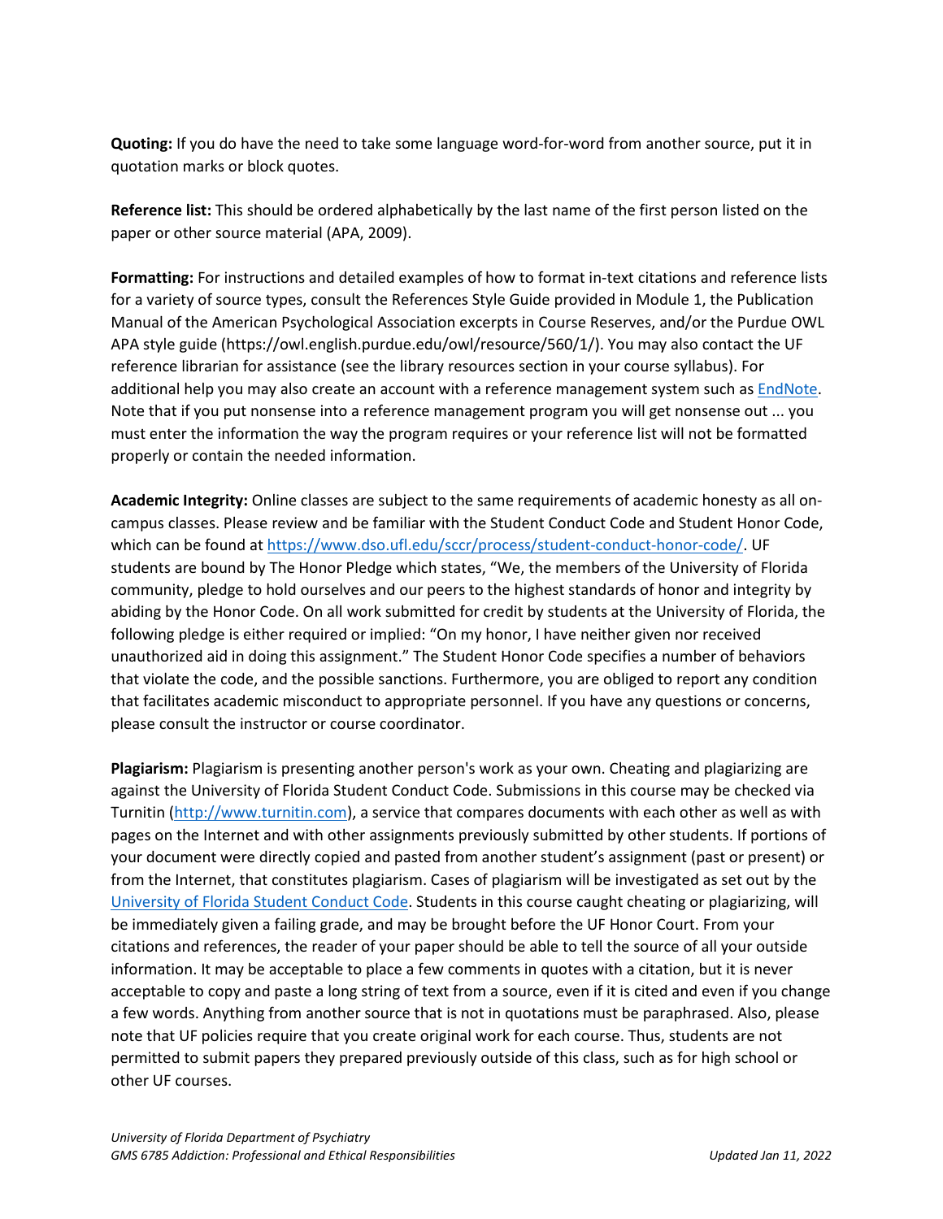**Quoting:** If you do have the need to take some language word-for-word from another source, put it in quotation marks or block quotes.

**Reference list:** This should be ordered alphabetically by the last name of the first person listed on the paper or other source material (APA, 2009).

**Formatting:** For instructions and detailed examples of how to format in-text citations and reference lists for a variety of source types, consult the References Style Guide provided in Module 1, the Publication Manual of the American Psychological Association excerpts in Course Reserves, and/or the Purdue OWL APA style guide (https://owl.english.purdue.edu/owl/resource/560/1/). You may also contact the UF reference librarian for assistance (see the library resources section in your course syllabus). For additional help you may also create an account with a reference management system such as [EndNote](). Note that if you put nonsense into a reference management program you will get nonsense out ... you must enter the information the way the program requires or your reference list will not be formatted properly or contain the needed information.

**Academic Integrity:** Online classes are subject to the same requirements of academic honesty as all on-campus classes. Please review and be familiar with the Student Conduct Code and Student Honor Code, which can be found at [https://www.dso.ufl.edu/sccr/process/student-conduct-honor-code/](https://www.dso.ufl.edu/sccr/process/student-conduct-honor-code/). UF students are bound by The Honor Pledge which states, "We, the members of the University of Florida community, pledge to hold ourselves and our peers to the highest standards of honor and integrity by abiding by the Honor Code. On all work submitted for credit by students at the University of Florida, the following pledge is either required or implied: "On my honor, I have neither given nor received unauthorized aid in doing this assignment." The Student Honor Code specifies a number of behaviors that violate the code, and the possible sanctions. Furthermore, you are obliged to report any condition that facilitates academic misconduct to appropriate personnel. If you have any questions or concerns, please consult the instructor or course coordinator.

**Plagiarism:** Plagiarism is presenting another person's work as your own. Cheating and plagiarizing are against the University of Florida Student Conduct Code. Submissions in this course may be checked via Turnitin ([http://www.turnitin.com](http://www.turnitin.com)), a service that compares documents with each other as well as with pages on the Internet and with other assignments previously submitted by other students. If portions of your document were directly copied and pasted from another student's assignment (past or present) or from the Internet, that constitutes plagiarism. Cases of plagiarism will be investigated as set out by the [University of Florida Student Conduct Code](). Students in this course caught cheating or plagiarizing, will be immediately given a failing grade, and may be brought before the UF Honor Court. From your citations and references, the reader of your paper should be able to tell the source of all your outside information. It may be acceptable to place a few comments in quotes with a citation, but it is never acceptable to copy and paste a long string of text from a source, even if it is cited and even if you change a few words. Anything from another source that is not in quotations must be paraphrased. Also, please note that UF policies require that you create original work for each course. Thus, students are not permitted to submit papers they prepared previously outside of this class, such as for high school or other UF courses.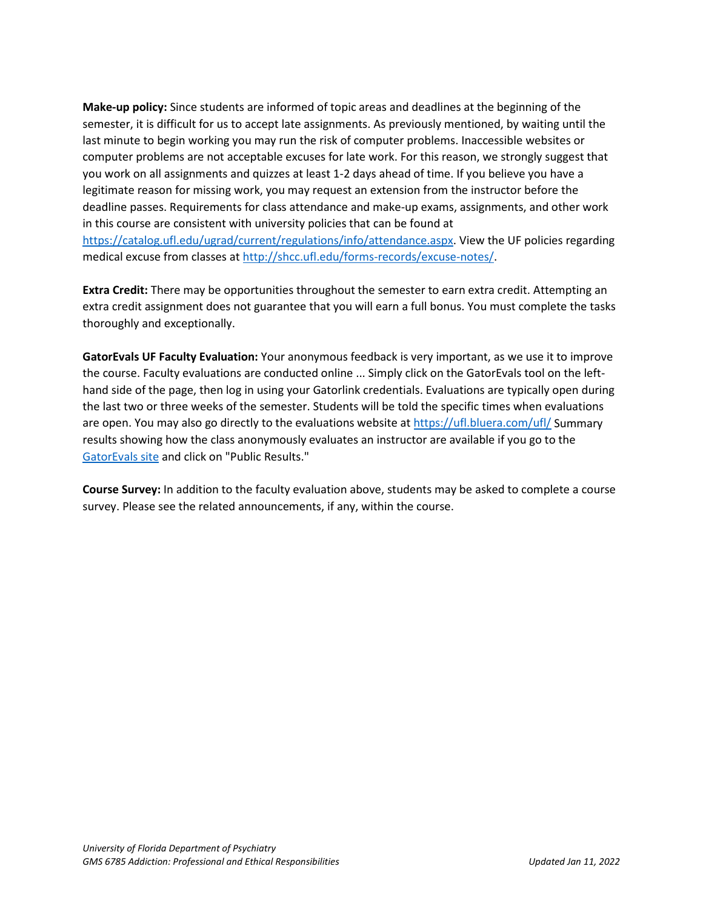**Make-up policy:** Since students are informed of topic areas and deadlines at the beginning of the semester, it is difficult for us to accept late assignments. As previously mentioned, by waiting until the last minute to begin working you may run the risk of computer problems. Inaccessible websites or computer problems are not acceptable excuses for late work. For this reason, we strongly suggest that you work on all assignments and quizzes at least 1-2 days ahead of time. If you believe you have a legitimate reason for missing work, you may request an extension from the instructor before the deadline passes. Requirements for class attendance and make-up exams, assignments, and other work in this course are consistent with university policies that can be found at https://catalog.ufl.edu/ugrad/current/regulations/info/attendance.aspx. View the UF policies regarding medical excuse from classes at http://shcc.ufl.edu/forms-records/excuse-notes/.

**Extra Credit:** There may be opportunities throughout the semester to earn extra credit. Attempting an extra credit assignment does not guarantee that you will earn a full bonus. You must complete the tasks thoroughly and exceptionally.

**GatorEvals UF Faculty Evaluation:** Your anonymous feedback is very important, as we use it to improve the course. Faculty evaluations are conducted online ... Simply click on the GatorEvals tool on the left-hand side of the page, then log in using your Gatorlink credentials. Evaluations are typically open during the last two or three weeks of the semester. Students will be told the specific times when evaluations are open. You may also go directly to the evaluations website at https://ufl.bluera.com/ufl/ Summary results showing how the class anonymously evaluates an instructor are available if you go to the GatorEvals site and click on "Public Results."

**Course Survey:** In addition to the faculty evaluation above, students may be asked to complete a course survey. Please see the related announcements, if any, within the course.